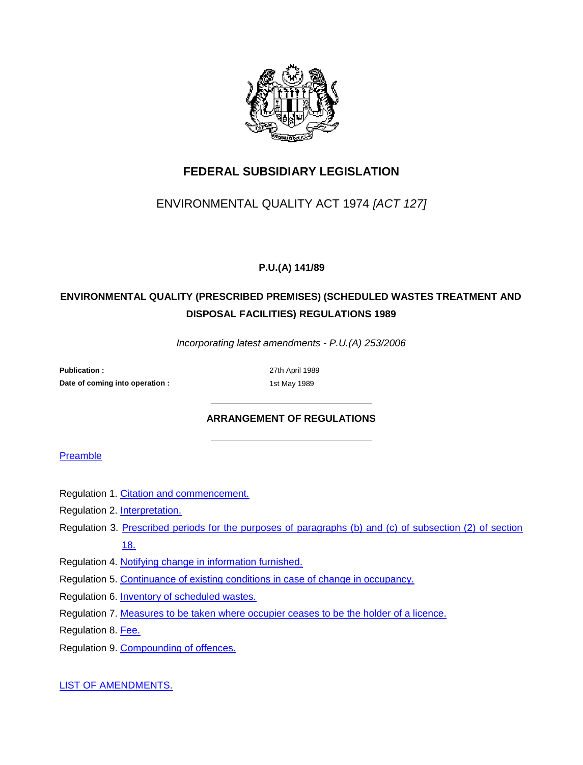# FEDERAL SUBSIDIARY LEGISLATION

ENVIRONMENTAL QUALITY ACT 1974 *[ACT 127]*

**P.U.(A) 141/89**

## ENVIRONMENTAL QUALITY (PRESCRIBED PREMISES) (SCHEDULED WASTES TREATMENT AND DISPOSAL FACILITIES) REGULATIONS 1989

*Incorporating latest amendments - P.U.(A) 253/2006*

**Publication :** 27th April 1989
**Date of coming into operation :** 1st May 1989

---

### ARRANGEMENT OF REGULATIONS

---

Preamble

Regulation 1. Citation and commencement.
Regulation 2. Interpretation.
Regulation 3. Prescribed periods for the purposes of paragraphs (b) and (c) of subsection (2) of section 18.
Regulation 4. Notifying change in information furnished.
Regulation 5. Continuance of existing conditions in case of change in occupancy.
Regulation 6. Inventory of scheduled wastes.
Regulation 7. Measures to be taken where occupier ceases to be the holder of a licence.
Regulation 8. Fee.
Regulation 9. Compounding of offences.

LIST OF AMENDMENTS.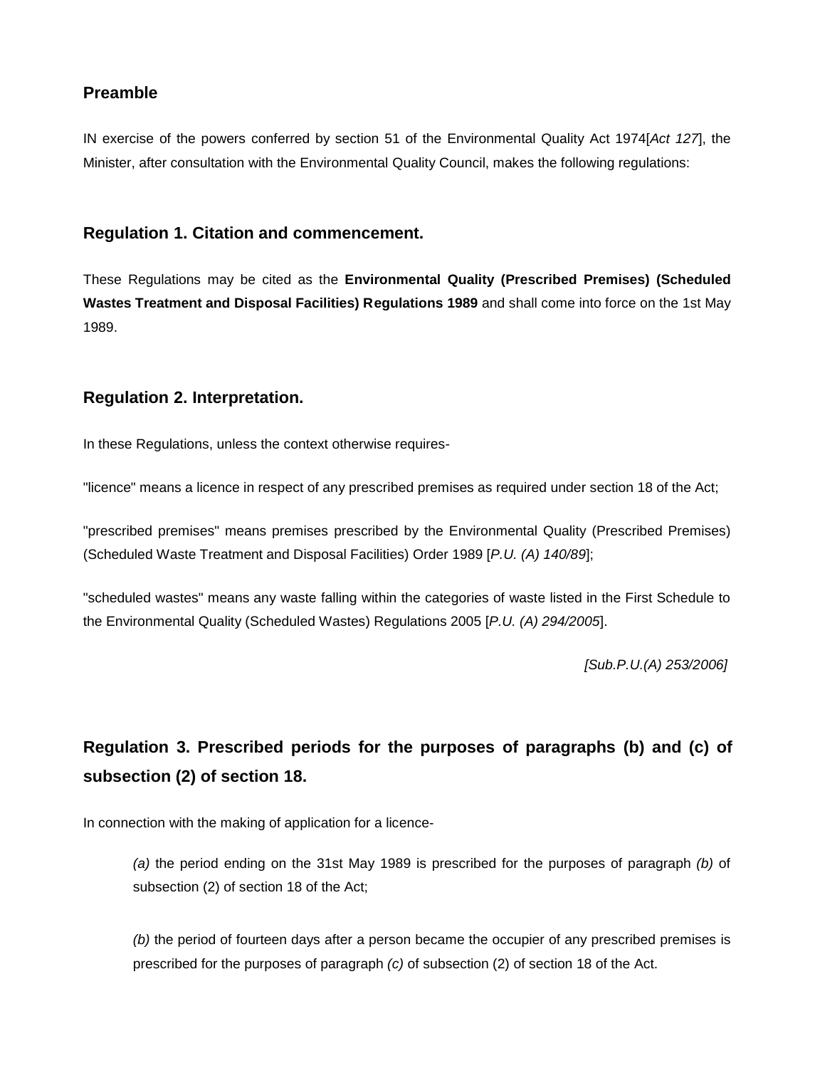## Preamble

IN exercise of the powers conferred by section 51 of the Environmental Quality Act 1974[*Act 127*], the Minister, after consultation with the Environmental Quality Council, makes the following regulations:

## Regulation 1. Citation and commencement.

These Regulations may be cited as the **Environmental Quality (Prescribed Premises) (Scheduled Wastes Treatment and Disposal Facilities) Regulations 1989** and shall come into force on the 1st May 1989.

## Regulation 2. Interpretation.

In these Regulations, unless the context otherwise requires-

"licence" means a licence in respect of any prescribed premises as required under section 18 of the Act;

"prescribed premises" means premises prescribed by the Environmental Quality (Prescribed Premises) (Scheduled Waste Treatment and Disposal Facilities) Order 1989 [*P.U. (A) 140/89*];

"scheduled wastes" means any waste falling within the categories of waste listed in the First Schedule to the Environmental Quality (Scheduled Wastes) Regulations 2005 [*P.U. (A) 294/2005*].

*[Sub.P.U.(A) 253/2006]*

## Regulation 3. Prescribed periods for the purposes of paragraphs (b) and (c) of subsection (2) of section 18.

In connection with the making of application for a licence-

> *(a)* the period ending on the 31st May 1989 is prescribed for the purposes of paragraph *(b)* of subsection (2) of section 18 of the Act;
>
> *(b)* the period of fourteen days after a person became the occupier of any prescribed premises is prescribed for the purposes of paragraph *(c)* of subsection (2) of section 18 of the Act.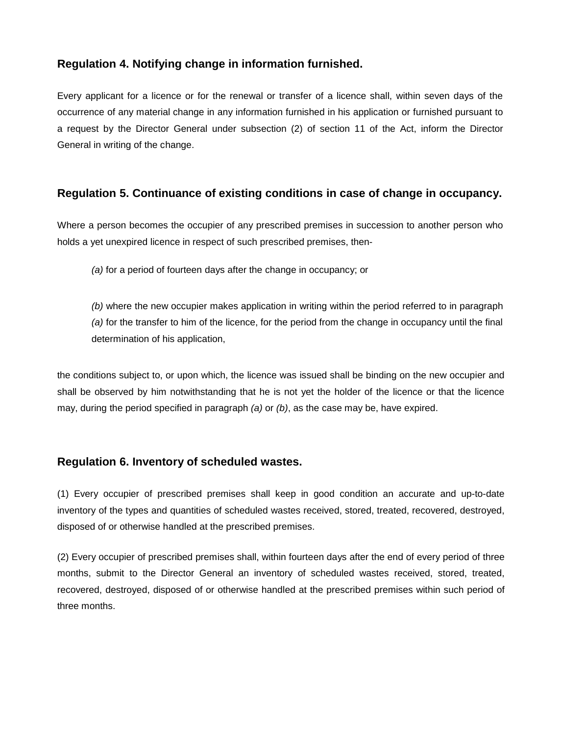## Regulation 4. Notifying change in information furnished.

Every applicant for a licence or for the renewal or transfer of a licence shall, within seven days of the occurrence of any material change in any information furnished in his application or furnished pursuant to a request by the Director General under subsection (2) of section 11 of the Act, inform the Director General in writing of the change.

## Regulation 5. Continuance of existing conditions in case of change in occupancy.

Where a person becomes the occupier of any prescribed premises in succession to another person who holds a yet unexpired licence in respect of such prescribed premises, then-

*(a)* for a period of fourteen days after the change in occupancy; or

*(b)* where the new occupier makes application in writing within the period referred to in paragraph *(a)* for the transfer to him of the licence, for the period from the change in occupancy until the final determination of his application,

the conditions subject to, or upon which, the licence was issued shall be binding on the new occupier and shall be observed by him notwithstanding that he is not yet the holder of the licence or that the licence may, during the period specified in paragraph *(a)* or *(b)*, as the case may be, have expired.

## Regulation 6. Inventory of scheduled wastes.

(1) Every occupier of prescribed premises shall keep in good condition an accurate and up-to-date inventory of the types and quantities of scheduled wastes received, stored, treated, recovered, destroyed, disposed of or otherwise handled at the prescribed premises.

(2) Every occupier of prescribed premises shall, within fourteen days after the end of every period of three months, submit to the Director General an inventory of scheduled wastes received, stored, treated, recovered, destroyed, disposed of or otherwise handled at the prescribed premises within such period of three months.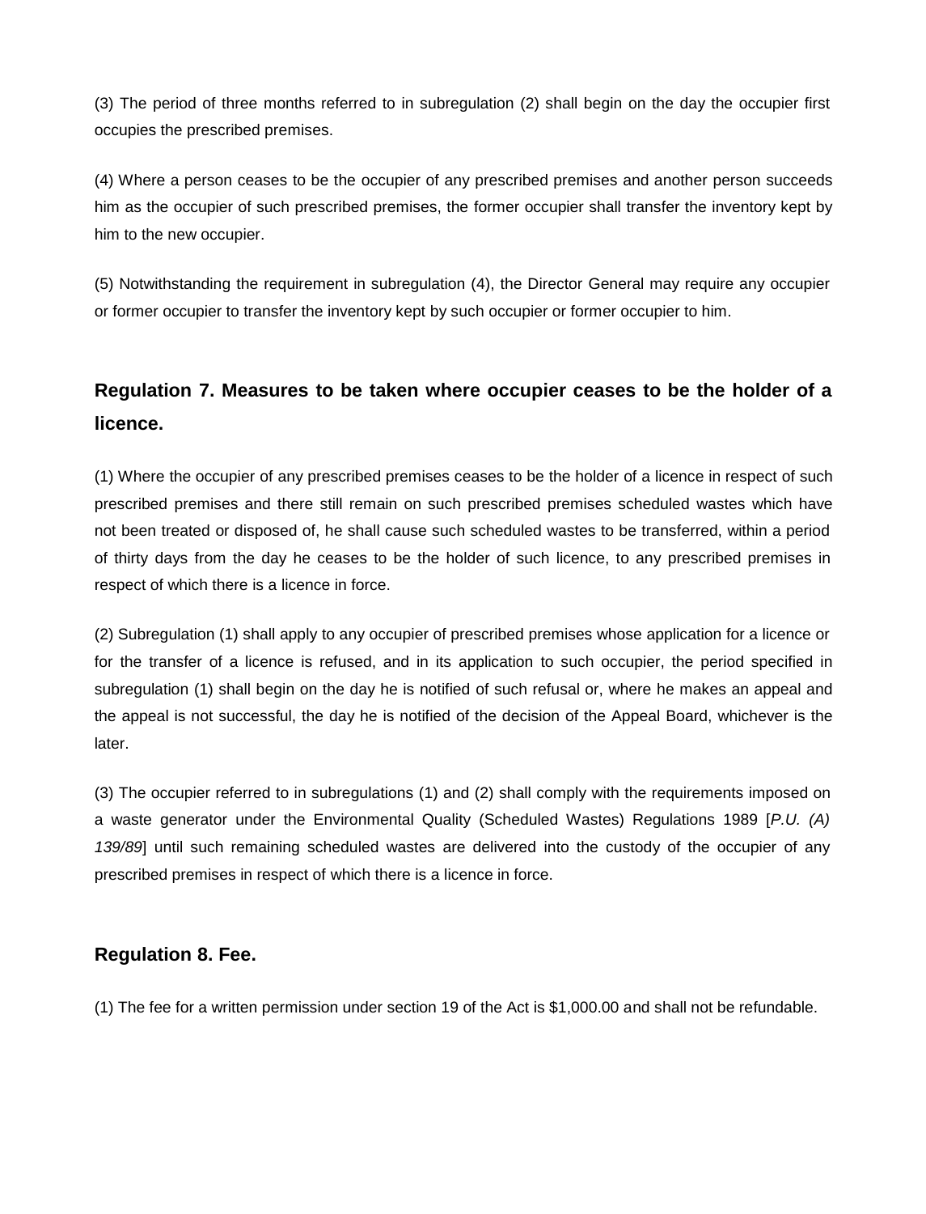(3) The period of three months referred to in subregulation (2) shall begin on the day the occupier first occupies the prescribed premises.

(4) Where a person ceases to be the occupier of any prescribed premises and another person succeeds him as the occupier of such prescribed premises, the former occupier shall transfer the inventory kept by him to the new occupier.

(5) Notwithstanding the requirement in subregulation (4), the Director General may require any occupier or former occupier to transfer the inventory kept by such occupier or former occupier to him.

## Regulation 7. Measures to be taken where occupier ceases to be the holder of a licence.

(1) Where the occupier of any prescribed premises ceases to be the holder of a licence in respect of such prescribed premises and there still remain on such prescribed premises scheduled wastes which have not been treated or disposed of, he shall cause such scheduled wastes to be transferred, within a period of thirty days from the day he ceases to be the holder of such licence, to any prescribed premises in respect of which there is a licence in force.

(2) Subregulation (1) shall apply to any occupier of prescribed premises whose application for a licence or for the transfer of a licence is refused, and in its application to such occupier, the period specified in subregulation (1) shall begin on the day he is notified of such refusal or, where he makes an appeal and the appeal is not successful, the day he is notified of the decision of the Appeal Board, whichever is the later.

(3) The occupier referred to in subregulations (1) and (2) shall comply with the requirements imposed on a waste generator under the Environmental Quality (Scheduled Wastes) Regulations 1989 [*P.U. (A) 139/89*] until such remaining scheduled wastes are delivered into the custody of the occupier of any prescribed premises in respect of which there is a licence in force.

## Regulation 8. Fee.

(1) The fee for a written permission under section 19 of the Act is $1,000.00 and shall not be refundable.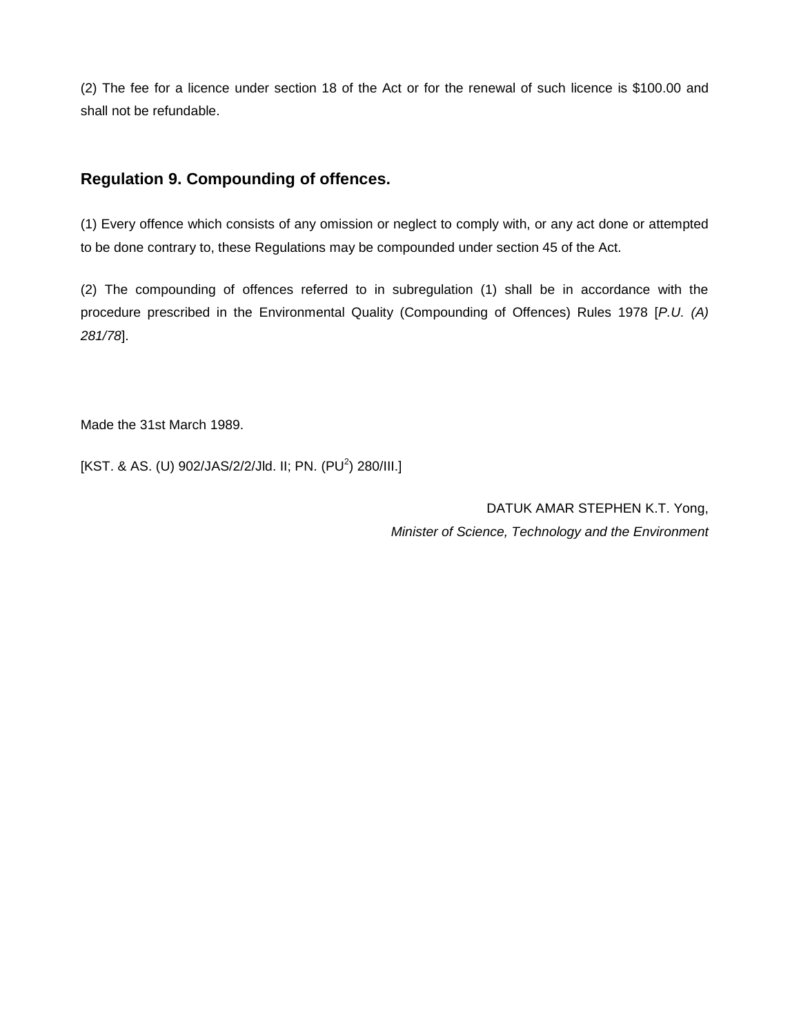(2) The fee for a licence under section 18 of the Act or for the renewal of such licence is $100.00 and shall not be refundable.

## Regulation 9. Compounding of offences.

(1) Every offence which consists of any omission or neglect to comply with, or any act done or attempted to be done contrary to, these Regulations may be compounded under section 45 of the Act.

(2) The compounding of offences referred to in subregulation (1) shall be in accordance with the procedure prescribed in the Environmental Quality (Compounding of Offences) Rules 1978 [*P.U. (A) 281/78*].

Made the 31st March 1989.

[KST. & AS. (U) 902/JAS/2/2/Jld. II; PN. ($PU^2$) 280/III.]

DATUK AMAR STEPHEN K.T. Yong,

*Minister of Science, Technology and the Environment*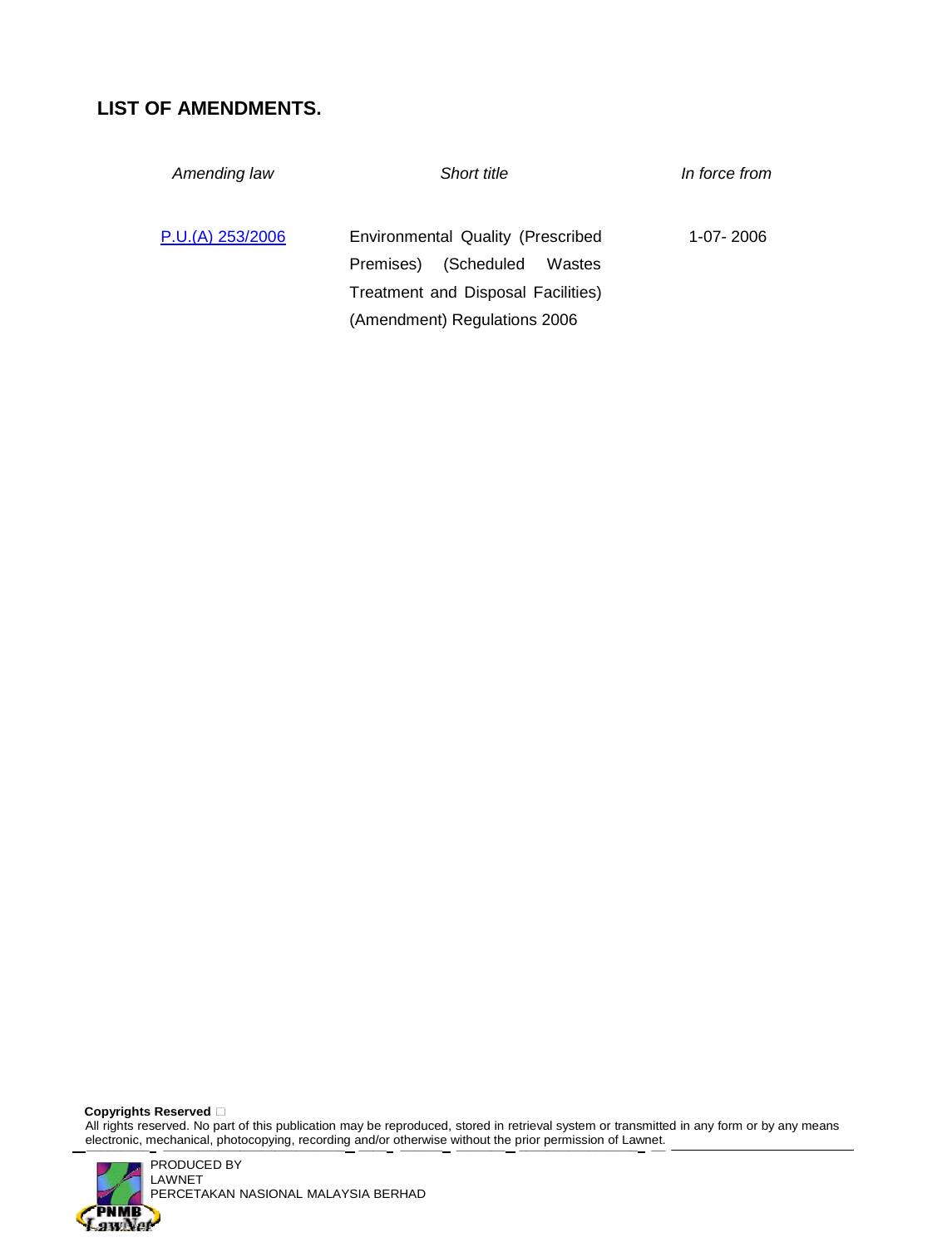## LIST OF AMENDMENTS.

| *Amending law* | *Short title* | *In force from* |
|---|---|---|
| P.U.(A) 253/2006 | Environmental Quality (Prescribed Premises) (Scheduled Wastes Treatment and Disposal Facilities) (Amendment) Regulations 2006 | 1-07- 2006 |